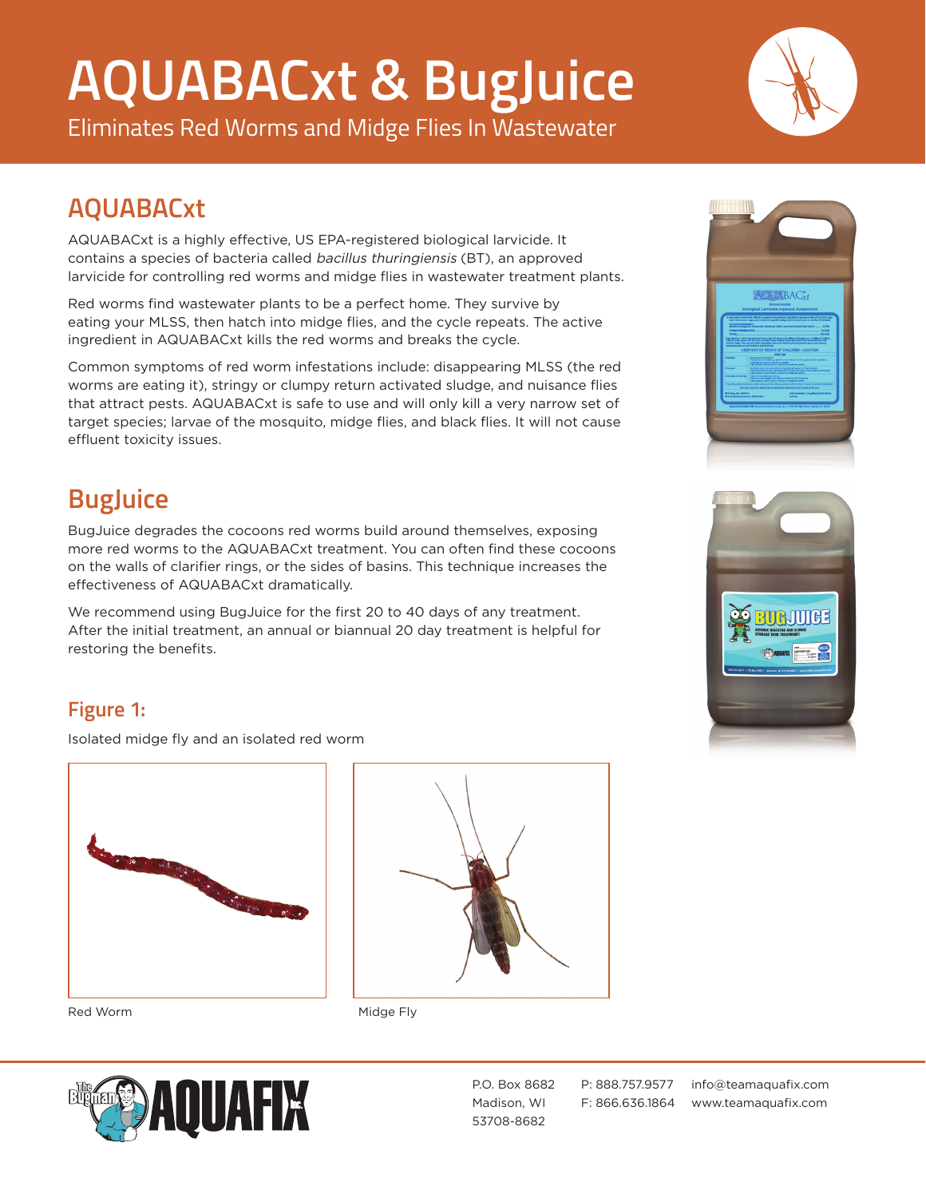# AQUABACxt & BugJuice

Eliminates Red Worms and Midge Flies In Wastewater

## AQUABACxt

AQUABACxt is a highly effective, US EPA-registered biological larvicide. It contains a species of bacteria called *bacillus thuringiensis* (BT), an approved larvicide for controlling red worms and midge flies in wastewater treatment plants.

Red worms find wastewater plants to be a perfect home. They survive by eating your MLSS, then hatch into midge flies, and the cycle repeats. The active ingredient in AQUABACxt kills the red worms and breaks the cycle.

Common symptoms of red worm infestations include: disappearing MLSS (the red worms are eating it), stringy or clumpy return activated sludge, and nuisance flies that attract pests. AQUABACxt is safe to use and will only kill a very narrow set of target species; larvae of the mosquito, midge flies, and black flies. It will not cause effluent toxicity issues.

## BugJuice

BugJuice degrades the cocoons red worms build around themselves, exposing more red worms to the AQUABACxt treatment. You can often find these cocoons on the walls of clarifier rings, or the sides of basins. This technique increases the effectiveness of AQUABACxt dramatically.

We recommend using BugJuice for the first 20 to 40 days of any treatment. After the initial treatment, an annual or biannual 20 day treatment is helpful for restoring the benefits.

### Figure 1:

Isolated midge fly and an isolated red worm

Red Worm

Midge Fly

P.O. Box 8682
Madison, WI
53708-8682

P: 888.757.9577
F: 866.636.1864

info@teamaquafix.com
www.teamaquafix.com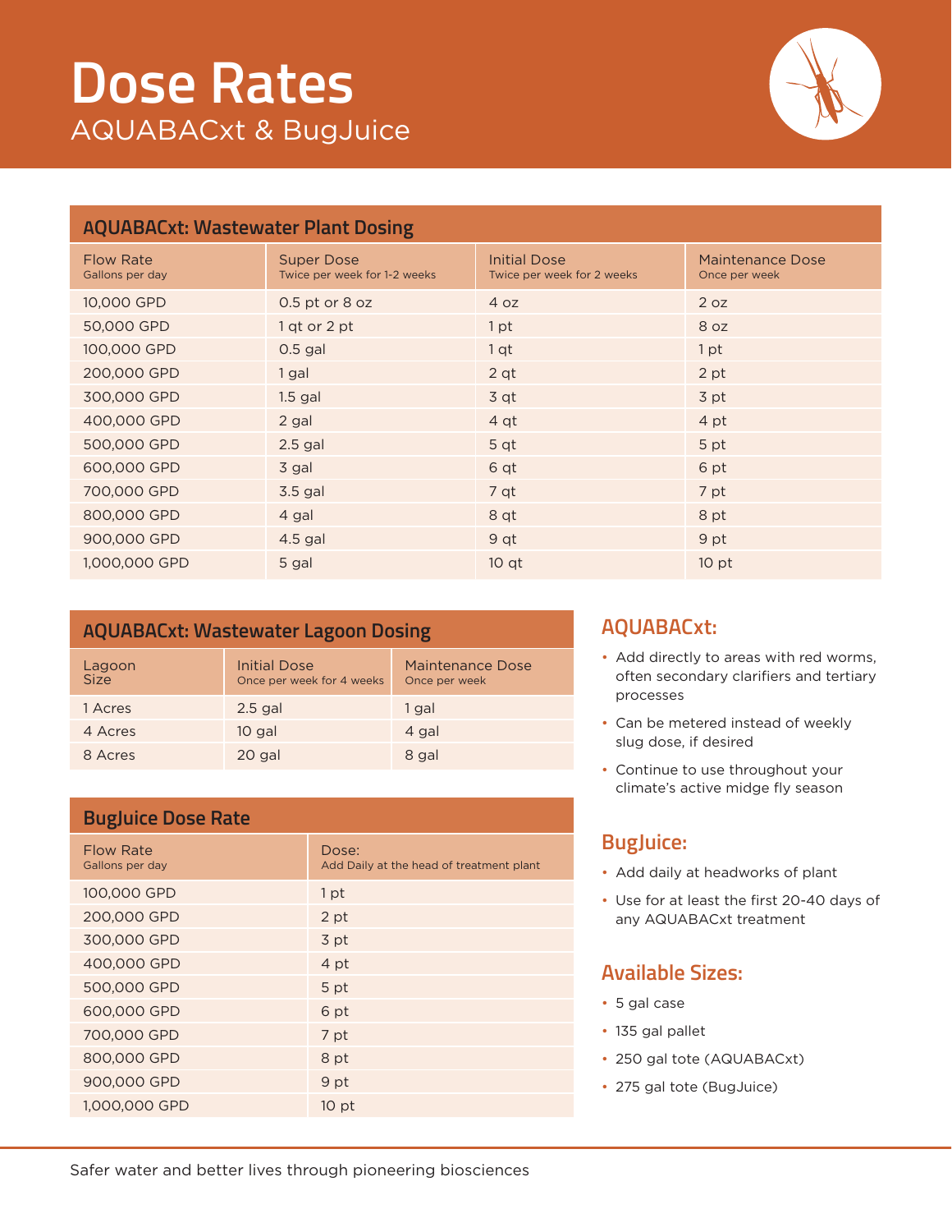# Dose Rates

AQUABACxt & BugJuice

## AQUABACxt: Wastewater Plant Dosing

| Flow Rate<br>Gallons per day | Super Dose<br>Twice per week for 1-2 weeks | Initial Dose<br>Twice per week for 2 weeks | Maintenance Dose<br>Once per week |
|---|---|---|---|
| 10,000 GPD | 0.5 pt or 8 oz | 4 oz | 2 oz |
| 50,000 GPD | 1 qt or 2 pt | 1 pt | 8 oz |
| 100,000 GPD | 0.5 gal | 1 qt | 1 pt |
| 200,000 GPD | 1 gal | 2 qt | 2 pt |
| 300,000 GPD | 1.5 gal | 3 qt | 3 pt |
| 400,000 GPD | 2 gal | 4 qt | 4 pt |
| 500,000 GPD | 2.5 gal | 5 qt | 5 pt |
| 600,000 GPD | 3 gal | 6 qt | 6 pt |
| 700,000 GPD | 3.5 gal | 7 qt | 7 pt |
| 800,000 GPD | 4 gal | 8 qt | 8 pt |
| 900,000 GPD | 4.5 gal | 9 qt | 9 pt |
| 1,000,000 GPD | 5 gal | 10 qt | 10 pt |

## AQUABACxt: Wastewater Lagoon Dosing

| Lagoon Size | Initial Dose<br>Once per week for 4 weeks | Maintenance Dose<br>Once per week |
|---|---|---|
| 1 Acres | 2.5 gal | 1 gal |
| 4 Acres | 10 gal | 4 gal |
| 8 Acres | 20 gal | 8 gal |

## BugJuice Dose Rate

| Flow Rate<br>Gallons per day | Dose:<br>Add Daily at the head of treatment plant |
|---|---|
| 100,000 GPD | 1 pt |
| 200,000 GPD | 2 pt |
| 300,000 GPD | 3 pt |
| 400,000 GPD | 4 pt |
| 500,000 GPD | 5 pt |
| 600,000 GPD | 6 pt |
| 700,000 GPD | 7 pt |
| 800,000 GPD | 8 pt |
| 900,000 GPD | 9 pt |
| 1,000,000 GPD | 10 pt |

## AQUABACxt:

- Add directly to areas with red worms, often secondary clarifiers and tertiary processes
- Can be metered instead of weekly slug dose, if desired
- Continue to use throughout your climate's active midge fly season

## BugJuice:

- Add daily at headworks of plant
- Use for at least the first 20-40 days of any AQUABACxt treatment

## Available Sizes:

- 5 gal case
- 135 gal pallet
- 250 gal tote (AQUABACxt)
- 275 gal tote (BugJuice)

Safer water and better lives through pioneering biosciences